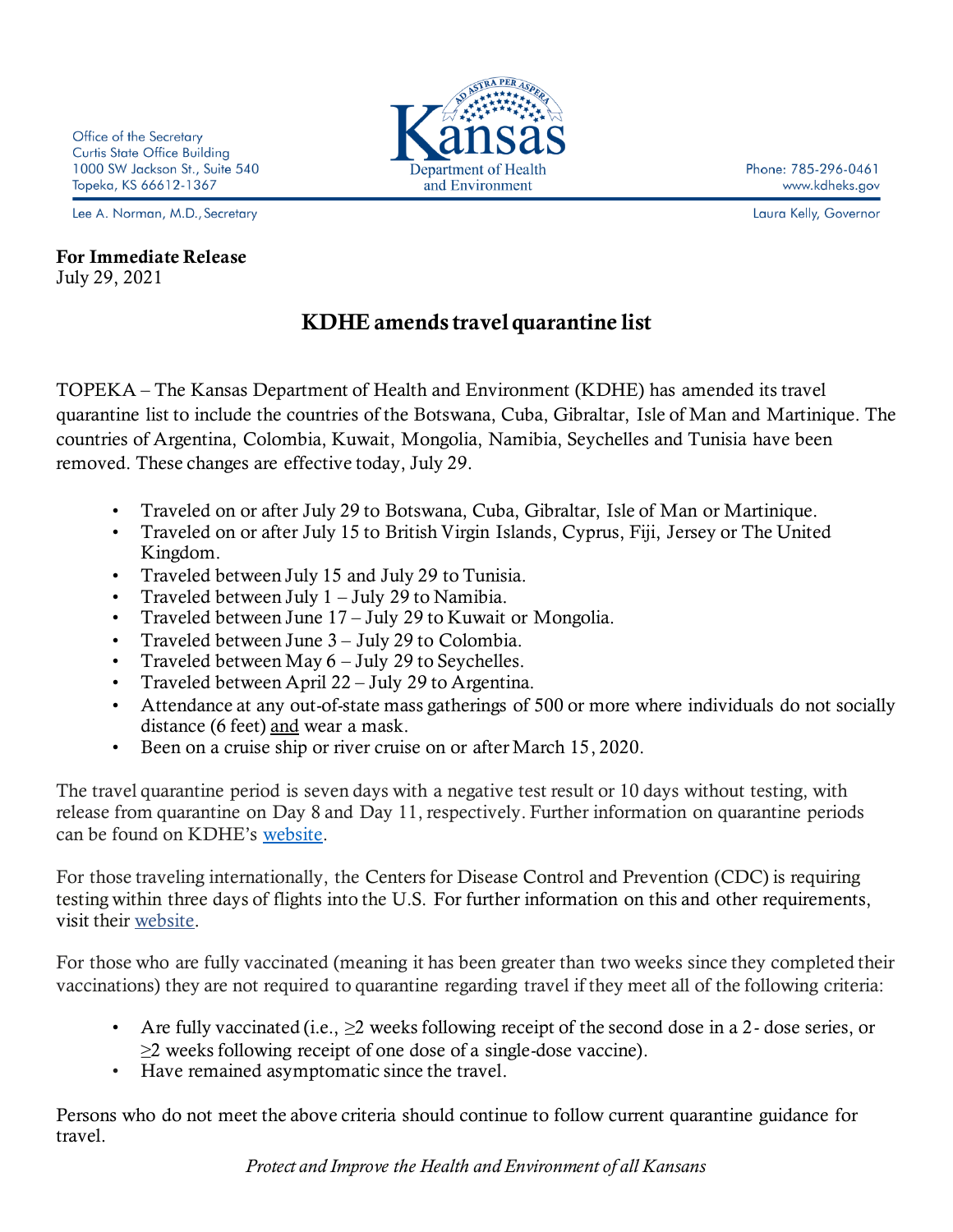Office of the Secretary
Curtis State Office Building
1000 SW Jackson St., Suite 540
Topeka, KS 66612-1367

Kansas Department of Health and Environment

Phone: 785-296-0461
www.kdheks.gov

Lee A. Norman, M.D., Secretary

Laura Kelly, Governor

**For Immediate Release**
July 29, 2021

## KDHE amends travel quarantine list

TOPEKA – The Kansas Department of Health and Environment (KDHE) has amended its travel quarantine list to include the countries of the Botswana, Cuba, Gibraltar, Isle of Man and Martinique. The countries of Argentina, Colombia, Kuwait, Mongolia, Namibia, Seychelles and Tunisia have been removed. These changes are effective today, July 29.

- Traveled on or after July 29 to Botswana, Cuba, Gibraltar, Isle of Man or Martinique.
- Traveled on or after July 15 to British Virgin Islands, Cyprus, Fiji, Jersey or The United Kingdom.
- Traveled between July 15 and July 29 to Tunisia.
- Traveled between July 1 – July 29 to Namibia.
- Traveled between June 17 – July 29 to Kuwait or Mongolia.
- Traveled between June 3 – July 29 to Colombia.
- Traveled between May 6 – July 29 to Seychelles.
- Traveled between April 22 – July 29 to Argentina.
- Attendance at any out-of-state mass gatherings of 500 or more where individuals do not socially distance (6 feet) and wear a mask.
- Been on a cruise ship or river cruise on or after March 15, 2020.

The travel quarantine period is seven days with a negative test result or 10 days without testing, with release from quarantine on Day 8 and Day 11, respectively. Further information on quarantine periods can be found on KDHE's website.

For those traveling internationally, the Centers for Disease Control and Prevention (CDC) is requiring testing within three days of flights into the U.S. For further information on this and other requirements, visit their website.

For those who are fully vaccinated (meaning it has been greater than two weeks since they completed their vaccinations) they are not required to quarantine regarding travel if they meet all of the following criteria:

- Are fully vaccinated (i.e., ≥2 weeks following receipt of the second dose in a 2- dose series, or ≥2 weeks following receipt of one dose of a single-dose vaccine).
- Have remained asymptomatic since the travel.

Persons who do not meet the above criteria should continue to follow current quarantine guidance for travel.

*Protect and Improve the Health and Environment of all Kansans*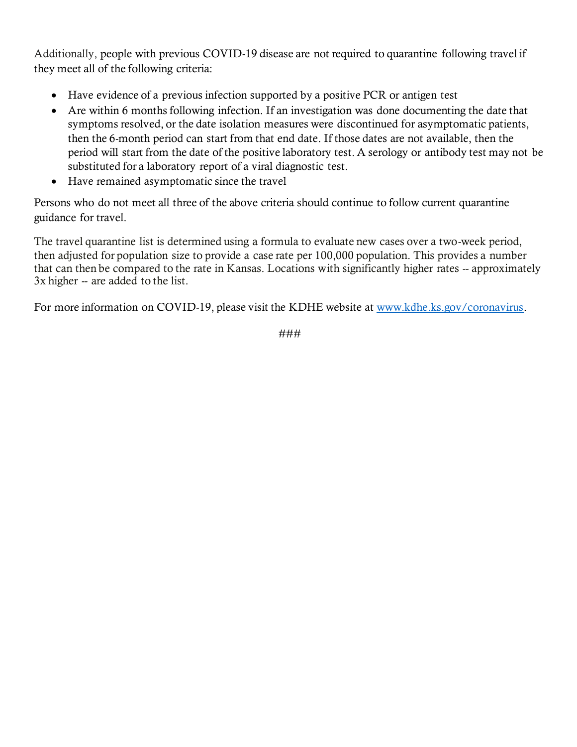Additionally, people with previous COVID-19 disease are not required to quarantine following travel if they meet all of the following criteria:

- Have evidence of a previous infection supported by a positive PCR or antigen test
- Are within 6 months following infection. If an investigation was done documenting the date that symptoms resolved, or the date isolation measures were discontinued for asymptomatic patients, then the 6-month period can start from that end date. If those dates are not available, then the period will start from the date of the positive laboratory test. A serology or antibody test may not be substituted for a laboratory report of a viral diagnostic test.
- Have remained asymptomatic since the travel

Persons who do not meet all three of the above criteria should continue to follow current quarantine guidance for travel.

The travel quarantine list is determined using a formula to evaluate new cases over a two-week period, then adjusted for population size to provide a case rate per 100,000 population. This provides a number that can then be compared to the rate in Kansas. Locations with significantly higher rates -- approximately 3x higher -- are added to the list.

For more information on COVID-19, please visit the KDHE website at [www.kdhe.ks.gov/coronavirus](http://www.kdhe.ks.gov/coronavirus).

###